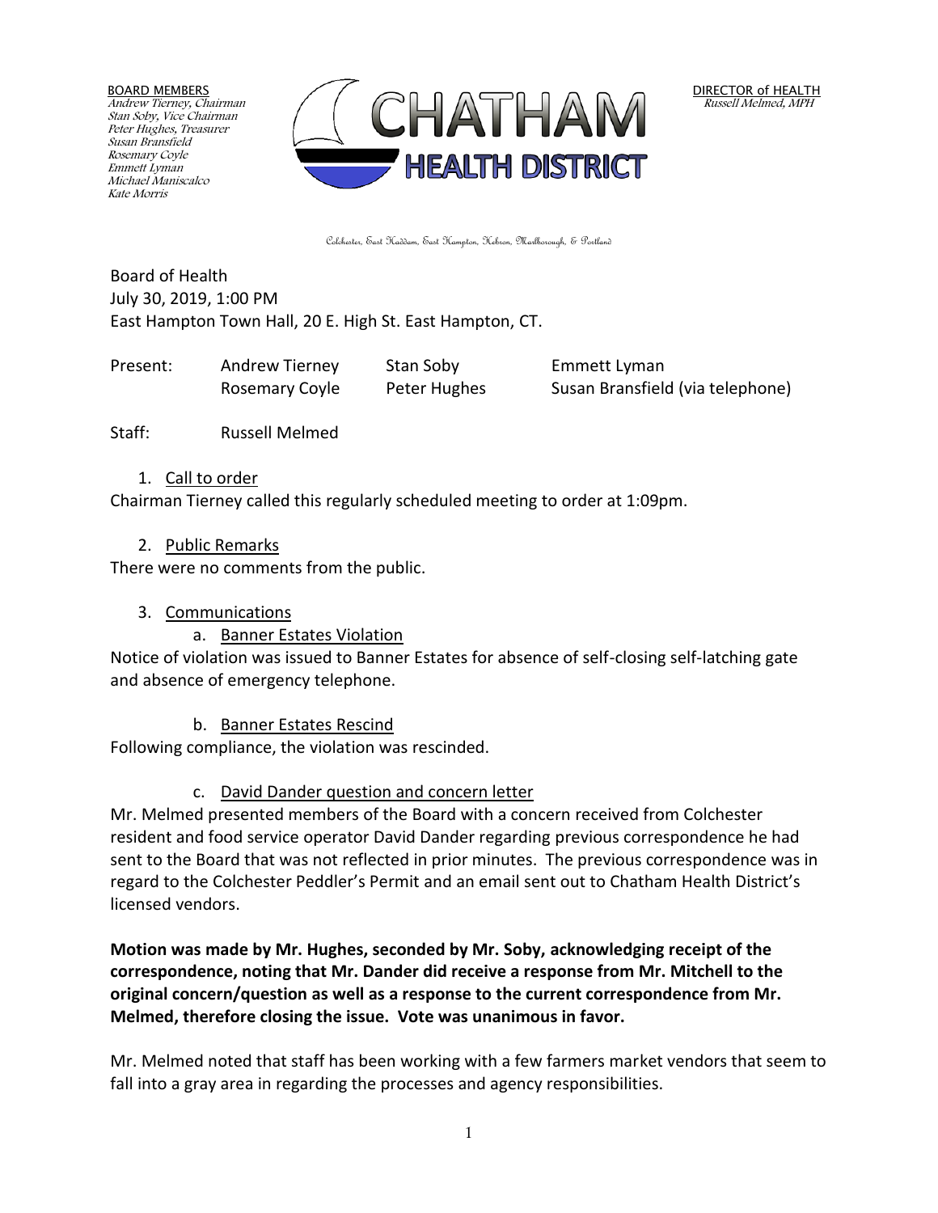BOARD MEMBERS
*Andrew Tierney, Chairman*
*Stan Soby, Vice Chairman*
*Peter Hughes, Treasurer*
*Susan Bransfield*
*Rosemary Coyle*
*Emmett Lyman*
*Michael Maniscalco*
*Kate Morris*

# CHATHAM HEALTH DISTRICT

DIRECTOR of HEALTH
*Russell Melmed, MPH*

Colchester, East Haddam, East Hampton, Hebron, Marlborough, & Portland

Board of Health
July 30, 2019, 1:00 PM
East Hampton Town Hall, 20 E. High St. East Hampton, CT.

| Present: | Andrew Tierney | Stan Soby | Emmett Lyman |
|---|---|---|---|
| | Rosemary Coyle | Peter Hughes | Susan Bransfield (via telephone) |

Staff: Russell Melmed

1. Call to order

Chairman Tierney called this regularly scheduled meeting to order at 1:09pm.

2. Public Remarks

There were no comments from the public.

3. Communications

   a. Banner Estates Violation

Notice of violation was issued to Banner Estates for absence of self-closing self-latching gate and absence of emergency telephone.

   b. Banner Estates Rescind

Following compliance, the violation was rescinded.

   c. David Dander question and concern letter

Mr. Melmed presented members of the Board with a concern received from Colchester resident and food service operator David Dander regarding previous correspondence he had sent to the Board that was not reflected in prior minutes. The previous correspondence was in regard to the Colchester Peddler's Permit and an email sent out to Chatham Health District's licensed vendors.

**Motion was made by Mr. Hughes, seconded by Mr. Soby, acknowledging receipt of the correspondence, noting that Mr. Dander did receive a response from Mr. Mitchell to the original concern/question as well as a response to the current correspondence from Mr. Melmed, therefore closing the issue. Vote was unanimous in favor.**

Mr. Melmed noted that staff has been working with a few farmers market vendors that seem to fall into a gray area in regarding the processes and agency responsibilities.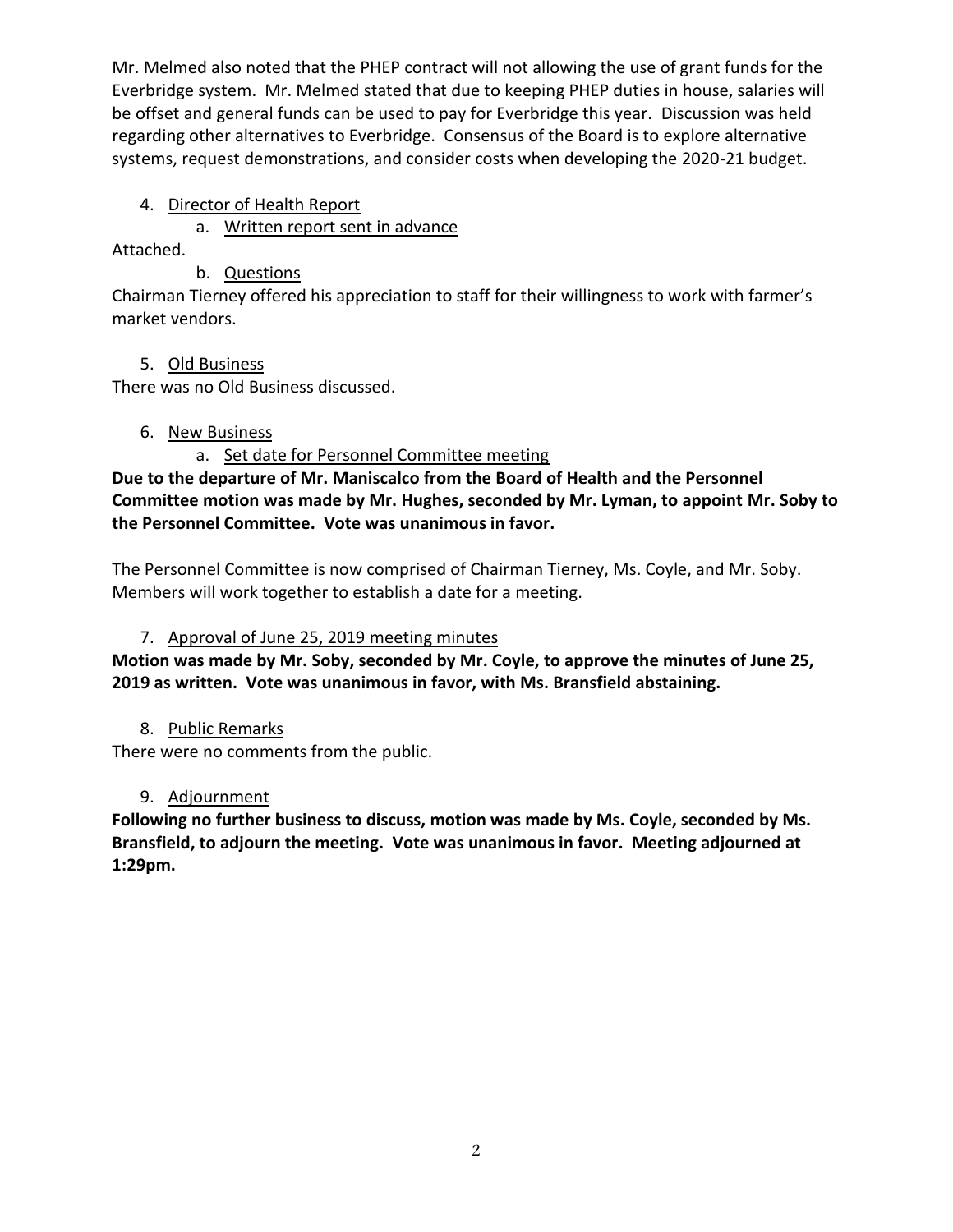Mr. Melmed also noted that the PHEP contract will not allowing the use of grant funds for the Everbridge system. Mr. Melmed stated that due to keeping PHEP duties in house, salaries will be offset and general funds can be used to pay for Everbridge this year. Discussion was held regarding other alternatives to Everbridge. Consensus of the Board is to explore alternative systems, request demonstrations, and consider costs when developing the 2020-21 budget.

4. Director of Health Report
    a. Written report sent in advance

Attached.

b. Questions

Chairman Tierney offered his appreciation to staff for their willingness to work with farmer's market vendors.

5. Old Business

There was no Old Business discussed.

6. New Business
    a. Set date for Personnel Committee meeting

**Due to the departure of Mr. Maniscalco from the Board of Health and the Personnel Committee motion was made by Mr. Hughes, seconded by Mr. Lyman, to appoint Mr. Soby to the Personnel Committee. Vote was unanimous in favor.**

The Personnel Committee is now comprised of Chairman Tierney, Ms. Coyle, and Mr. Soby. Members will work together to establish a date for a meeting.

7. Approval of June 25, 2019 meeting minutes

**Motion was made by Mr. Soby, seconded by Mr. Coyle, to approve the minutes of June 25, 2019 as written. Vote was unanimous in favor, with Ms. Bransfield abstaining.**

8. Public Remarks

There were no comments from the public.

9. Adjournment

**Following no further business to discuss, motion was made by Ms. Coyle, seconded by Ms. Bransfield, to adjourn the meeting. Vote was unanimous in favor. Meeting adjourned at 1:29pm.**